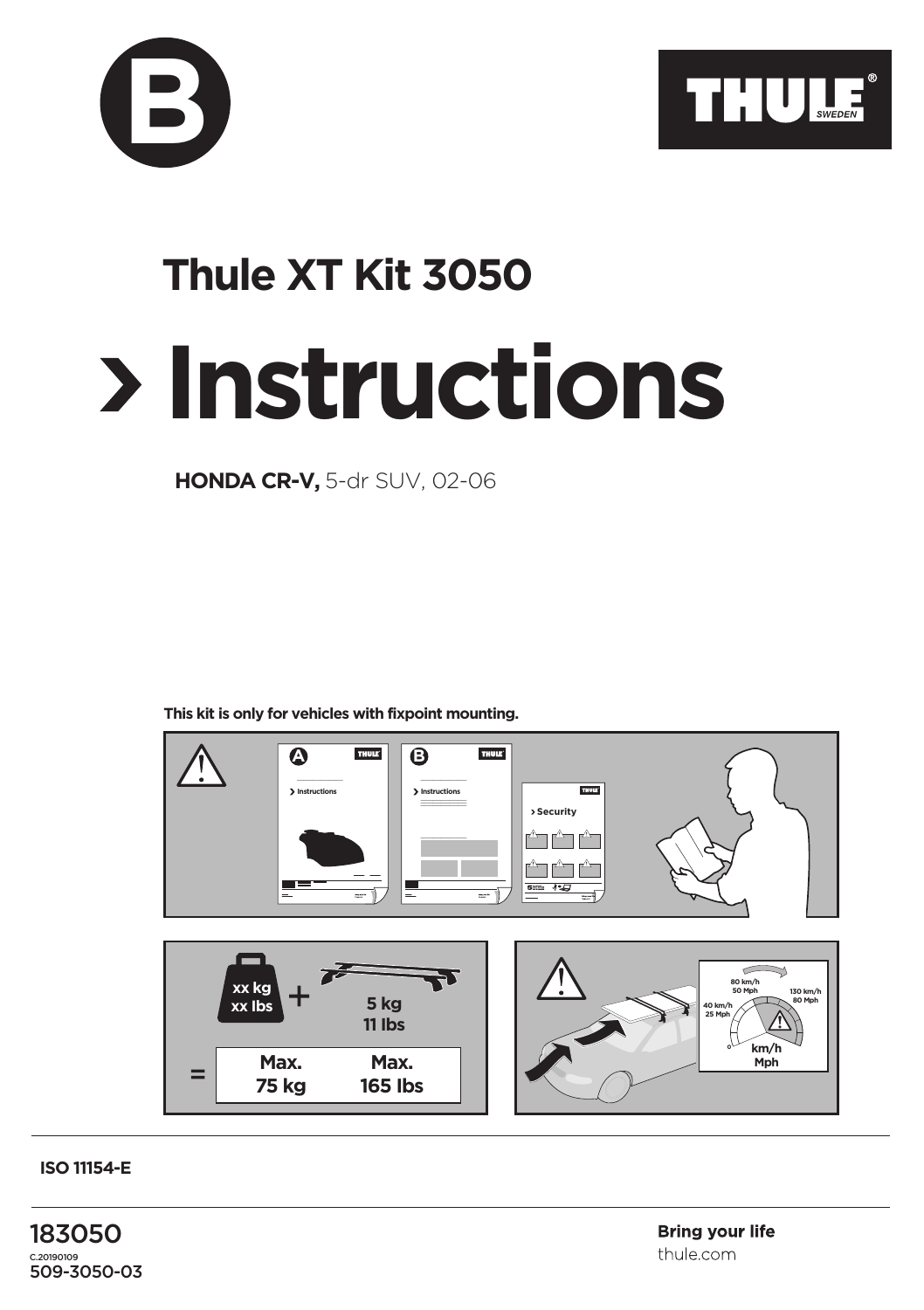B

THULE SWEDEN

# Thule XT Kit 3050

# › Instructions

**HONDA CR-V,** 5-dr SUV, 02-06

**This kit is only for vehicles with fixpoint mounting.**

xx kg
xx lbs
+ 5 kg
11 lbs

= Max. 75 kg | Max. 165 lbs

80 km/h
50 Mph

40 km/h
25 Mph

130 km/h
80 Mph

km/h
Mph

**ISO 11154-E**

183050

C.20190109

509-3050-03

**Bring your life**

thule.com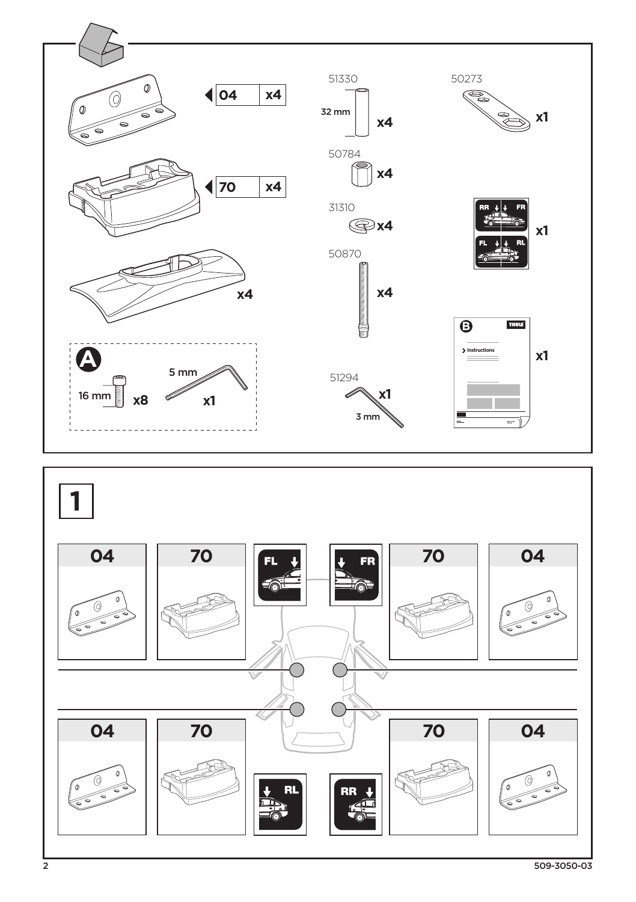| Part | Qty |
| --- | --- |
| 04 | x4 |
| 70 | x4 |
| (pad) | x4 |
| 51330 (32 mm) | x4 |
| 50784 | x4 |
| 31310 | x4 |
| 50870 | x4 |
| 50273 | x1 |
| RR / FR / FL / RL labels | x1 |
| A: 16 mm | x8 |
| A: 5 mm | x1 |
| 51294 (3 mm) | x1 |
| B: Instructions | x1 |

**1**

| | | | | | |
| --- | --- | --- | --- | --- | --- |
| 04 | 70 | FL | FR | 70 | 04 |
| 04 | 70 | RL | RR | 70 | 04 |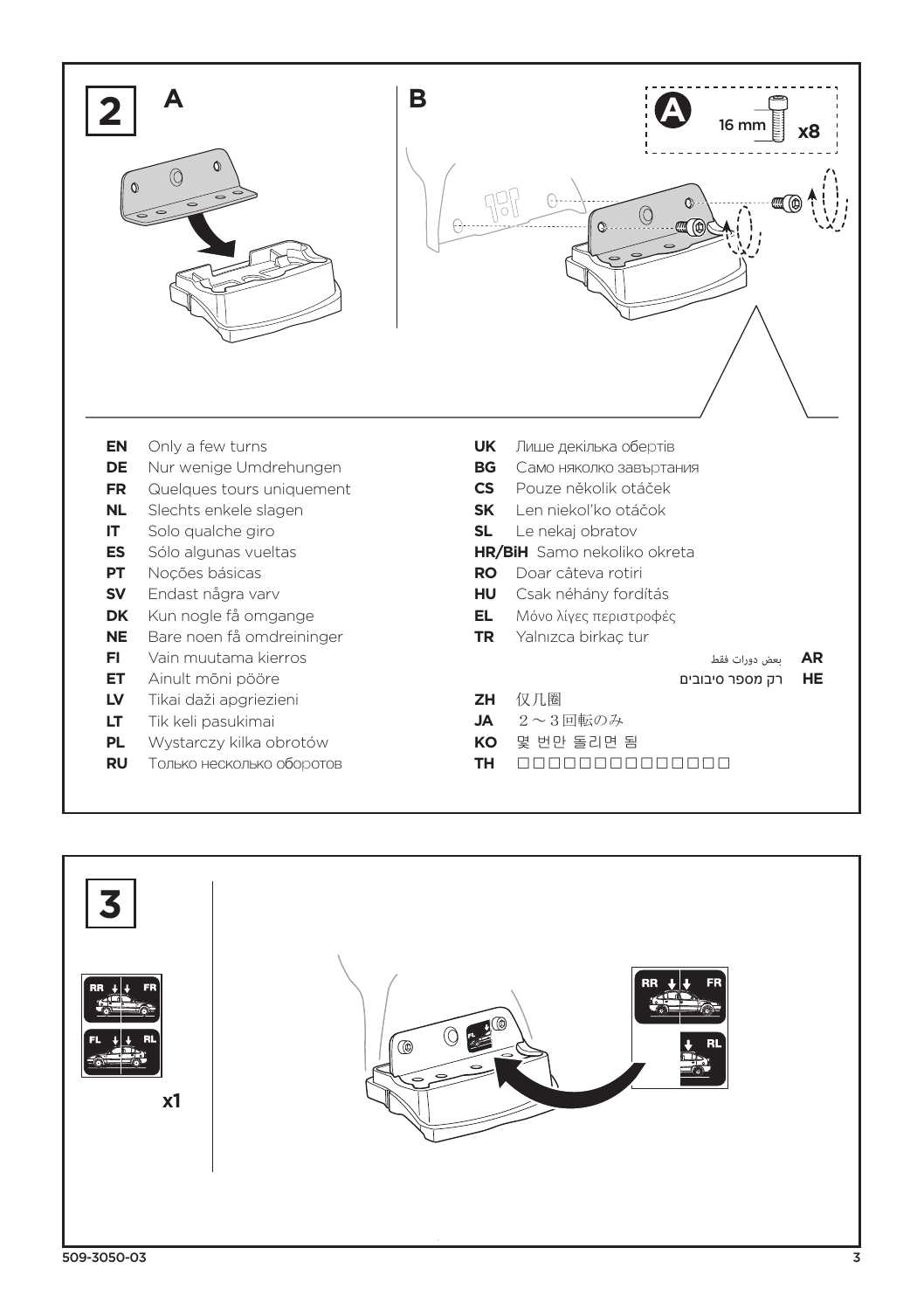## 2

**A**

**B**

**A** 16 mm **x8**

**EN** Only a few turns
**DE** Nur wenige Umdrehungen
**FR** Quelques tours uniquement
**NL** Slechts enkele slagen
**IT** Solo qualche giro
**ES** Sólo algunas vueltas
**PT** Noções básicas
**SV** Endast några varv
**DK** Kun nogle få omgange
**NE** Bare noen få omdreininger
**FI** Vain muutama kierros
**ET** Ainult mõni pööre
**LV** Tikai daži apgriezieni
**LT** Tik keli pasukimai
**PL** Wystarczy kilka obrotów
**RU** Только несколько оборотов
**UK** Лише декілька обертів
**BG** Само няколко завъртания
**CS** Pouze několik otáček
**SK** Len niekoľko otáčok
**SL** Le nekaj obratov
**HR/BiH** Samo nekoliko okreta
**RO** Doar câteva rotiri
**HU** Csak néhány fordítás
**EL** Μόνο λίγες περιστροφές
**TR** Yalnızca birkaç tur
**AR** بعض دورات فقط
**HE** רק מספר סיבובים
**ZH** 仅几圈
**JA** ２～３回転のみ
**KO** 몇 번만 돌리면 됨
**TH** □□□□□□□□□□□□□□

## 3

RR FR
FL RL

**x1**

RR FR
RL

509-3050-03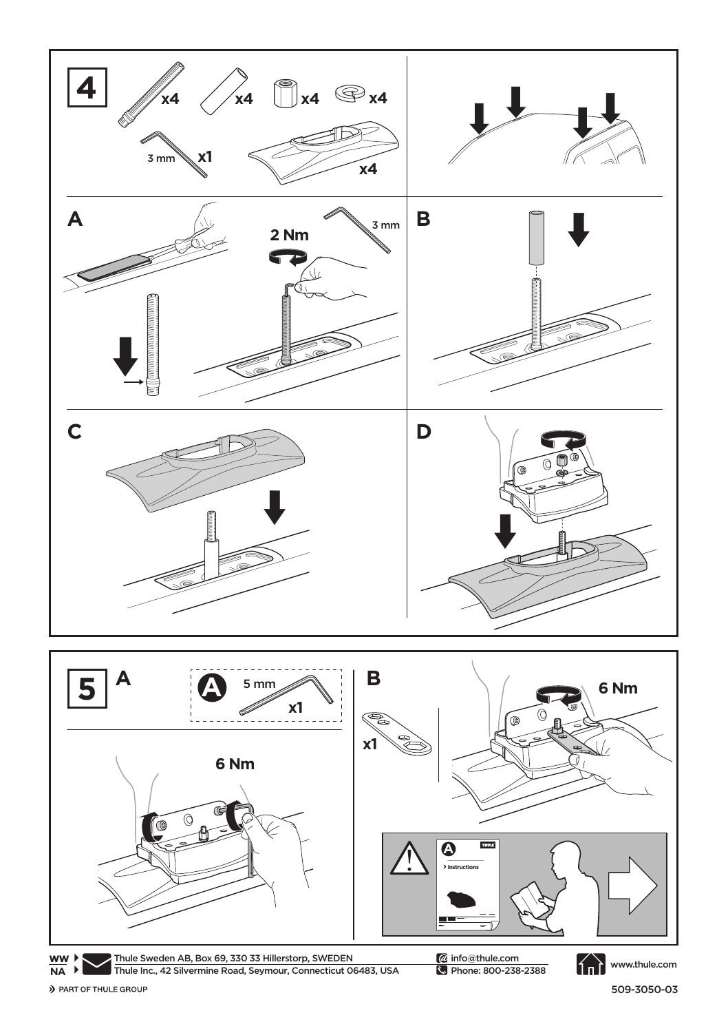# 4

x4 x4 x4 x4

3 mm x1

x4

A

2 Nm

3 mm

B

C

D

# 5

A

5 mm x1

6 Nm

B

x1

6 Nm

Instructions

WW Thule Sweden AB, Box 69, 330 33 Hillerstorp, SWEDEN
NA Thule Inc., 42 Silvermine Road, Seymour, Connecticut 06483, USA

info@thule.com
Phone: 800-238-2388

www.thule.com

PART OF THULE GROUP

509-3050-03